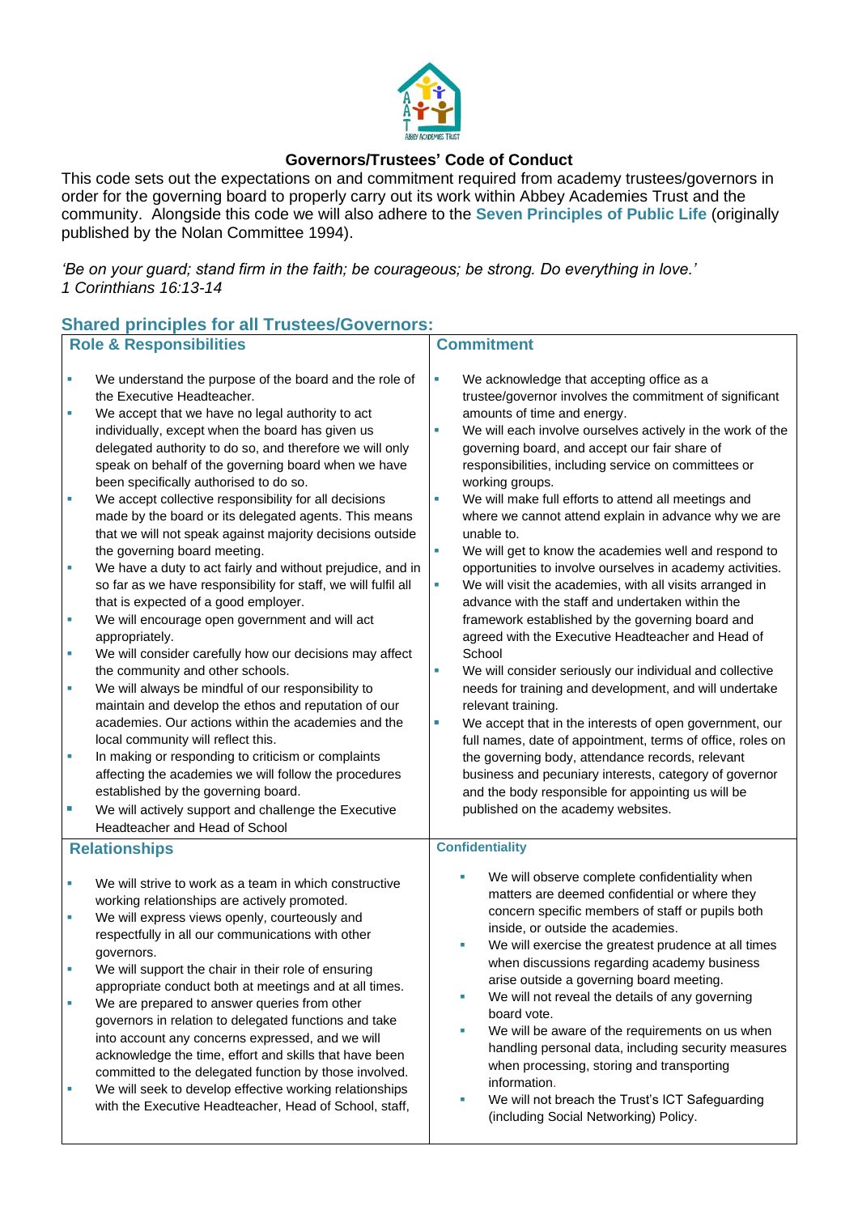# Governors/Trustees' Code of Conduct

This code sets out the expectations on and commitment required from academy trustees/governors in order for the governing board to properly carry out its work within Abbey Academies Trust and the community. Alongside this code we will also adhere to the **Seven Principles of Public Life** (originally published by the Nolan Committee 1994).

*'Be on your guard; stand firm in the faith; be courageous; be strong. Do everything in love.' 1 Corinthians 16:13-14*

## Shared principles for all Trustees/Governors:

### Role & Responsibilities

- We understand the purpose of the board and the role of the Executive Headteacher.
- We accept that we have no legal authority to act individually, except when the board has given us delegated authority to do so, and therefore we will only speak on behalf of the governing board when we have been specifically authorised to do so.
- We accept collective responsibility for all decisions made by the board or its delegated agents. This means that we will not speak against majority decisions outside the governing board meeting.
- We have a duty to act fairly and without prejudice, and in so far as we have responsibility for staff, we will fulfil all that is expected of a good employer.
- We will encourage open government and will act appropriately.
- We will consider carefully how our decisions may affect the community and other schools.
- We will always be mindful of our responsibility to maintain and develop the ethos and reputation of our academies. Our actions within the academies and the local community will reflect this.
- In making or responding to criticism or complaints affecting the academies we will follow the procedures established by the governing board.
- We will actively support and challenge the Executive Headteacher and Head of School

### Commitment

- We acknowledge that accepting office as a trustee/governor involves the commitment of significant amounts of time and energy.
- We will each involve ourselves actively in the work of the governing board, and accept our fair share of responsibilities, including service on committees or working groups.
- We will make full efforts to attend all meetings and where we cannot attend explain in advance why we are unable to.
- We will get to know the academies well and respond to opportunities to involve ourselves in academy activities.
- We will visit the academies, with all visits arranged in advance with the staff and undertaken within the framework established by the governing board and agreed with the Executive Headteacher and Head of School
- We will consider seriously our individual and collective needs for training and development, and will undertake relevant training.
- We accept that in the interests of open government, our full names, date of appointment, terms of office, roles on the governing body, attendance records, relevant business and pecuniary interests, category of governor and the body responsible for appointing us will be published on the academy websites.

### Relationships

- We will strive to work as a team in which constructive working relationships are actively promoted.
- We will express views openly, courteously and respectfully in all our communications with other governors.
- We will support the chair in their role of ensuring appropriate conduct both at meetings and at all times.
- We are prepared to answer queries from other governors in relation to delegated functions and take into account any concerns expressed, and we will acknowledge the time, effort and skills that have been committed to the delegated function by those involved.
- We will seek to develop effective working relationships with the Executive Headteacher, Head of School, staff,

### Confidentiality

- We will observe complete confidentiality when matters are deemed confidential or where they concern specific members of staff or pupils both inside, or outside the academies.
- We will exercise the greatest prudence at all times when discussions regarding academy business arise outside a governing board meeting.
- We will not reveal the details of any governing board vote.
- We will be aware of the requirements on us when handling personal data, including security measures when processing, storing and transporting information.
- We will not breach the Trust's ICT Safeguarding (including Social Networking) Policy.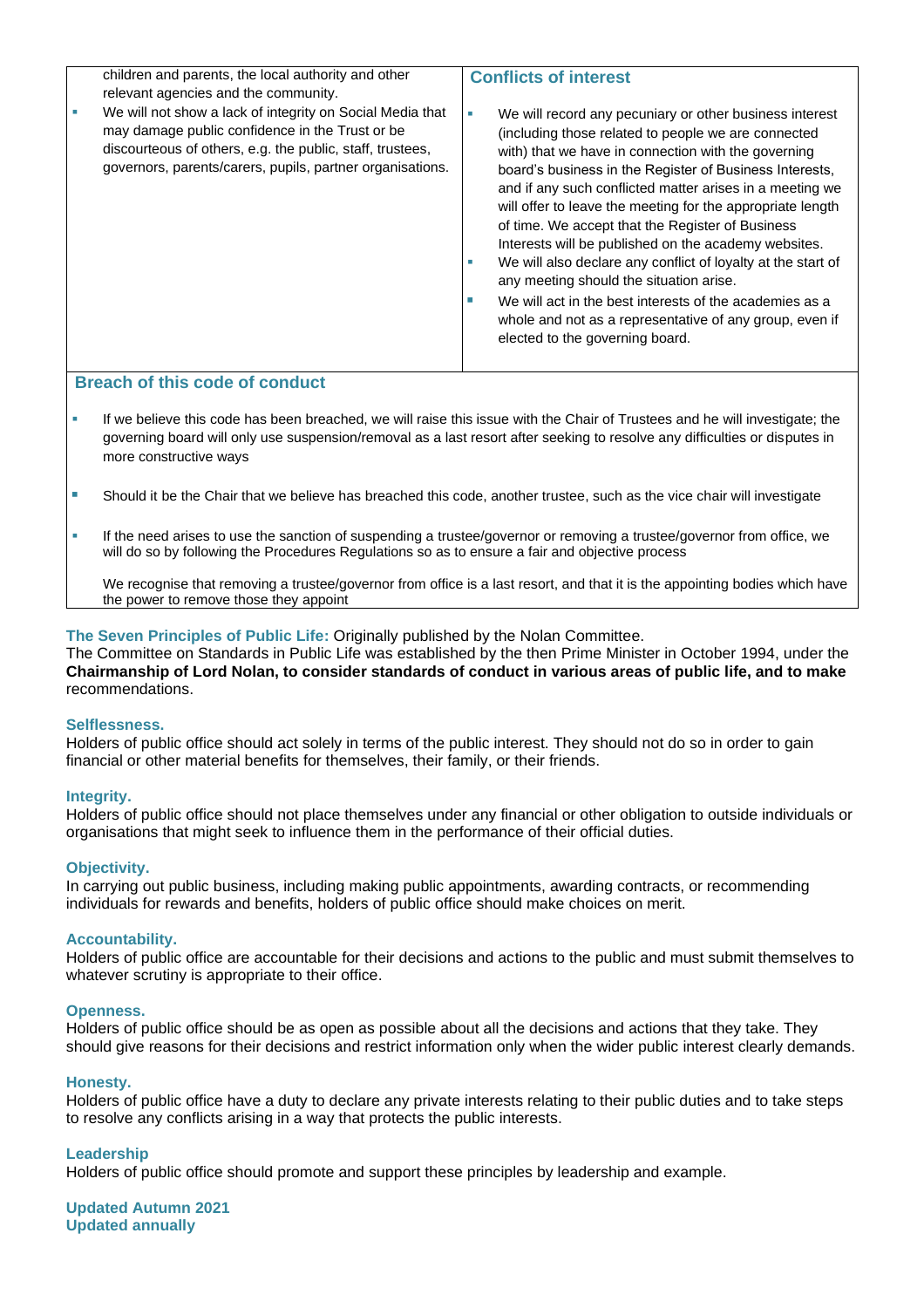children and parents, the local authority and other relevant agencies and the community.

- We will not show a lack of integrity on Social Media that may damage public confidence in the Trust or be discourteous of others, e.g. the public, staff, trustees, governors, parents/carers, pupils, partner organisations.

## Conflicts of interest

- We will record any pecuniary or other business interest (including those related to people we are connected with) that we have in connection with the governing board's business in the Register of Business Interests, and if any such conflicted matter arises in a meeting we will offer to leave the meeting for the appropriate length of time. We accept that the Register of Business Interests will be published on the academy websites.
- We will also declare any conflict of loyalty at the start of any meeting should the situation arise.
- We will act in the best interests of the academies as a whole and not as a representative of any group, even if elected to the governing board.

## Breach of this code of conduct

- If we believe this code has been breached, we will raise this issue with the Chair of Trustees and he will investigate; the governing board will only use suspension/removal as a last resort after seeking to resolve any difficulties or disputes in more constructive ways
- Should it be the Chair that we believe has breached this code, another trustee, such as the vice chair will investigate
- If the need arises to use the sanction of suspending a trustee/governor or removing a trustee/governor from office, we will do so by following the Procedures Regulations so as to ensure a fair and objective process

We recognise that removing a trustee/governor from office is a last resort, and that it is the appointing bodies which have the power to remove those they appoint

**The Seven Principles of Public Life:** Originally published by the Nolan Committee.
The Committee on Standards in Public Life was established by the then Prime Minister in October 1994, under the **Chairmanship of Lord Nolan, to consider standards of conduct in various areas of public life, and to make** recommendations.

**Selflessness.**
Holders of public office should act solely in terms of the public interest. They should not do so in order to gain financial or other material benefits for themselves, their family, or their friends.

**Integrity.**
Holders of public office should not place themselves under any financial or other obligation to outside individuals or organisations that might seek to influence them in the performance of their official duties.

**Objectivity.**
In carrying out public business, including making public appointments, awarding contracts, or recommending individuals for rewards and benefits, holders of public office should make choices on merit.

**Accountability.**
Holders of public office are accountable for their decisions and actions to the public and must submit themselves to whatever scrutiny is appropriate to their office.

**Openness.**
Holders of public office should be as open as possible about all the decisions and actions that they take. They should give reasons for their decisions and restrict information only when the wider public interest clearly demands.

**Honesty.**
Holders of public office have a duty to declare any private interests relating to their public duties and to take steps to resolve any conflicts arising in a way that protects the public interests.

**Leadership**
Holders of public office should promote and support these principles by leadership and example.

**Updated Autumn 2021**
**Updated annually**